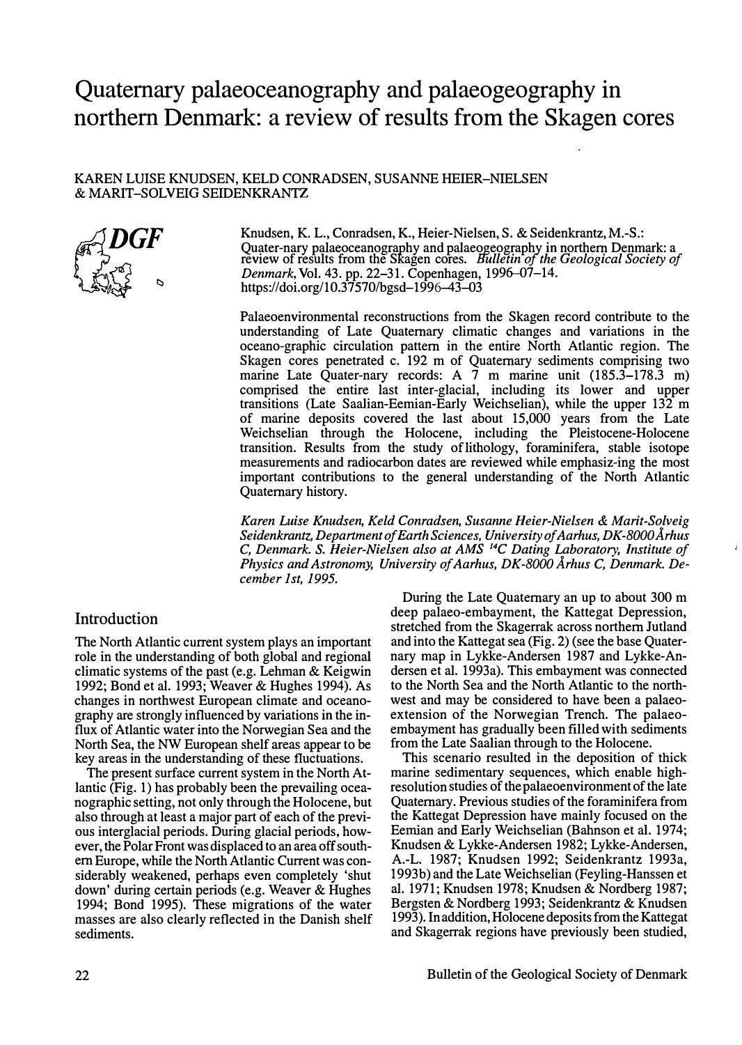# Quaternary palaeoceanography and palaeogeography in northern Denmark: a review of results from the Skagen cores

KAREN LUISE KNUDSEN, KELD CONRADSEN, SUSANNE HEIER-NIELSEN & MARIT-SOLVEIG SEIDENKRANTZ

Knudsen, K. L., Conradsen, K., Heier-Nielsen, S. & Seidenkrantz, M.-S.: Quater-nary palaeoceanography and palaeogeography in northern Denmark: a review of results from the Skagen cores. *Bulletin of the Geological Society of Denmark*, Vol. 43. pp. 22–31. Copenhagen, 1996–07–14. https://doi.org/10.37570/bgsd-1996-43-03

Palaeoenvironmental reconstructions from the Skagen record contribute to the understanding of Late Quaternary climatic changes and variations in the oceano-graphic circulation pattern in the entire North Atlantic region. The Skagen cores penetrated c. 192 m of Quaternary sediments comprising two marine Late Quater-nary records: A 7 m marine unit (185.3–178.3 m) comprised the entire last inter-glacial, including its lower and upper transitions (Late Saalian-Eemian-Early Weichselian), while the upper 132 m of marine deposits covered the last about 15,000 years from the Late Weichselian through the Holocene, including the Pleistocene-Holocene transition. Results from the study of lithology, foraminifera, stable isotope measurements and radiocarbon dates are reviewed while emphasiz-ing the most important contributions to the general understanding of the North Atlantic Quaternary history.

*Karen Luise Knudsen, Keld Conradsen, Susanne Heier-Nielsen & Marit-Solveig Seidenkrantz, Department of Earth Sciences, University of Aarhus, DK-8000 Århus C, Denmark. S. Heier-Nielsen also at AMS $^{14}C$ Dating Laboratory, Institute of Physics and Astronomy, University of Aarhus, DK-8000 Århus C, Denmark. December 1st, 1995.*

## Introduction

The North Atlantic current system plays an important role in the understanding of both global and regional climatic systems of the past (e.g. Lehman & Keigwin 1992; Bond et al. 1993; Weaver & Hughes 1994). As changes in northwest European climate and oceanography are strongly influenced by variations in the influx of Atlantic water into the Norwegian Sea and the North Sea, the NW European shelf areas appear to be key areas in the understanding of these fluctuations.

The present surface current system in the North Atlantic (Fig. 1) has probably been the prevailing oceanographic setting, not only through the Holocene, but also through at least a major part of each of the previous interglacial periods. During glacial periods, however, the Polar Front was displaced to an area off southern Europe, while the North Atlantic Current was considerably weakened, perhaps even completely 'shut down' during certain periods (e.g. Weaver & Hughes 1994; Bond 1995). These migrations of the water masses are also clearly reflected in the Danish shelf sediments.

During the Late Quaternary an up to about 300 m deep palaeo-embayment, the Kattegat Depression, stretched from the Skagerrak across northern Jutland and into the Kattegat sea (Fig. 2) (see the base Quaternary map in Lykke-Andersen 1987 and Lykke-Andersen et al. 1993a). This embayment was connected to the North Sea and the North Atlantic to the northwest and may be considered to have been a palaeo-extension of the Norwegian Trench. The palaeo-embayment has gradually been filled with sediments from the Late Saalian through to the Holocene.

This scenario resulted in the deposition of thick marine sedimentary sequences, which enable high-resolution studies of the palaeoenvironment of the late Quaternary. Previous studies of the foraminifera from the Kattegat Depression have mainly focused on the Eemian and Early Weichselian (Bahnson et al. 1974; Knudsen & Lykke-Andersen 1982; Lykke-Andersen, A.-L. 1987; Knudsen 1992; Seidenkrantz 1993a, 1993b) and the Late Weichselian (Feyling-Hanssen et al. 1971; Knudsen 1978; Knudsen & Nordberg 1987; Bergsten & Nordberg 1993; Seidenkrantz & Knudsen 1993). In addition, Holocene deposits from the Kattegat and Skagerrak regions have previously been studied,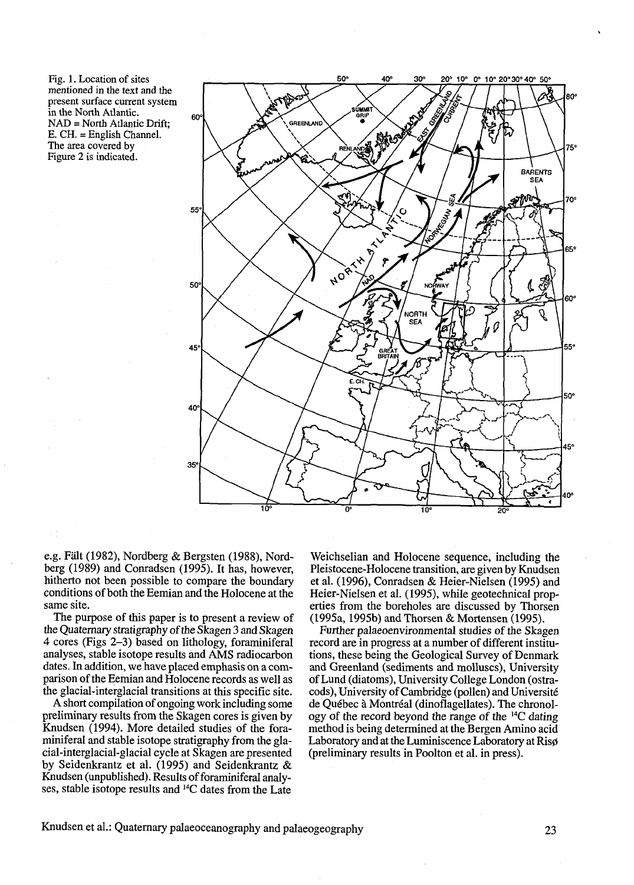Fig. 1. Location of sites mentioned in the text and the present surface current system in the North Atlantic. NAD = North Atlantic Drift; E. CH. = English Channel. The area covered by Figure 2 is indicated.

e.g. Fält (1982), Nordberg & Bergsten (1988), Nordberg (1989) and Conradsen (1995). It has, however, hitherto not been possible to compare the boundary conditions of both the Eemian and the Holocene at the same site.

The purpose of this paper is to present a review of the Quaternary stratigraphy of the Skagen 3 and Skagen 4 cores (Figs 2–3) based on lithology, foraminiferal analyses, stable isotope results and AMS radiocarbon dates. In addition, we have placed emphasis on a comparison of the Eemian and Holocene records as well as the glacial-interglacial transitions at this specific site.

A short compilation of ongoing work including some preliminary results from the Skagen cores is given by Knudsen (1994). More detailed studies of the foraminiferal and stable isotope stratigraphy from the glacial-interglacial-glacial cycle at Skagen are presented by Seidenkrantz et al. (1995) and Seidenkrantz & Knudsen (unpublished). Results of foraminiferal analyses, stable isotope results and $^{14}C$ dates from the Late Weichselian and Holocene sequence, including the Pleistocene-Holocene transition, are given by Knudsen et al. (1996), Conradsen & Heier-Nielsen (1995) and Heier-Nielsen et al. (1995), while geotechnical properties from the boreholes are discussed by Thorsen (1995a, 1995b) and Thorsen & Mortensen (1995).

Further palaeoenvironmental studies of the Skagen record are in progress at a number of different institutions, these being the Geological Survey of Denmark and Greenland (sediments and molluscs), University of Lund (diatoms), University College London (ostracods), University of Cambridge (pollen) and Université de Québec à Montréal (dinoflagellates). The chronology of the record beyond the range of the $^{14}C$ dating method is being determined at the Bergen Amino acid Laboratory and at the Luminiscence Laboratory at Risø (preliminary results in Poolton et al. in press).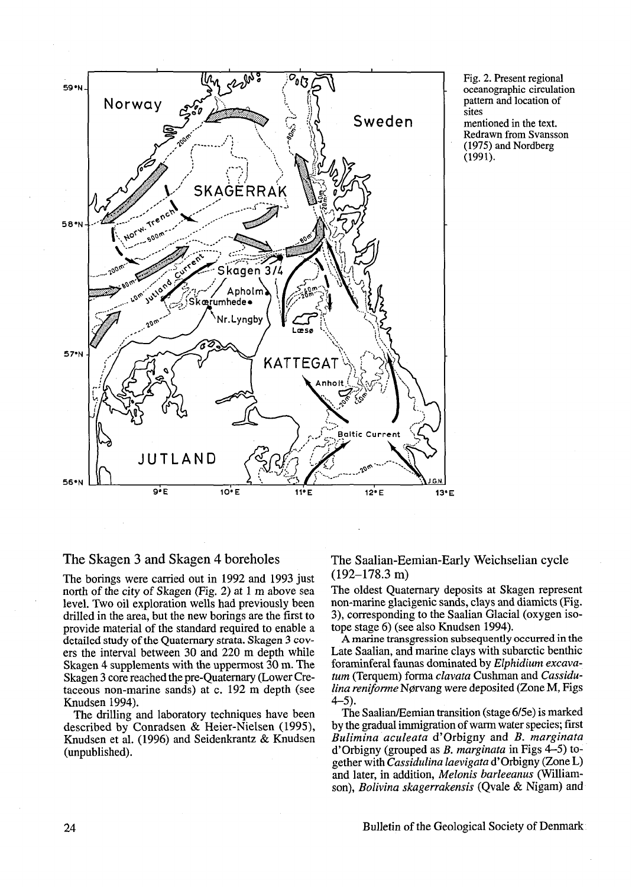Fig. 2. Present regional oceanographic circulation pattern and location of sites mentioned in the text. Redrawn from Svansson (1975) and Nordberg (1991).

## The Skagen 3 and Skagen 4 boreholes

The borings were carried out in 1992 and 1993 just north of the city of Skagen (Fig. 2) at 1 m above sea level. Two oil exploration wells had previously been drilled in the area, but the new borings are the first to provide material of the standard required to enable a detailed study of the Quaternary strata. Skagen 3 covers the interval between 30 and 220 m depth while Skagen 4 supplements with the uppermost 30 m. The Skagen 3 core reached the pre-Quaternary (Lower Cretaceous non-marine sands) at c. 192 m depth (see Knudsen 1994).

The drilling and laboratory techniques have been described by Conradsen & Heier-Nielsen (1995), Knudsen et al. (1996) and Seidenkrantz & Knudsen (unpublished).

## The Saalian-Eemian-Early Weichselian cycle (192–178.3 m)

The oldest Quaternary deposits at Skagen represent non-marine glacigenic sands, clays and diamicts (Fig. 3), corresponding to the Saalian Glacial (oxygen isotope stage 6) (see also Knudsen 1994).

A marine transgression subsequently occurred in the Late Saalian, and marine clays with subarctic benthic foraminferal faunas dominated by *Elphidium excavatum* (Terquem) forma *clavata* Cushman and *Cassidulina reniforme* Nørvang were deposited (Zone M, Figs 4–5).

The Saalian/Eemian transition (stage 6/5e) is marked by the gradual immigration of warm water species; first *Bulimina aculeata* d'Orbigny and *B. marginata* d'Orbigny (grouped as *B. marginata* in Figs 4–5) together with *Cassidulina laevigata* d'Orbigny (Zone L) and later, in addition, *Melonis barleeanus* (Williamson), *Bolivina skagerrakensis* (Qvale & Nigam) and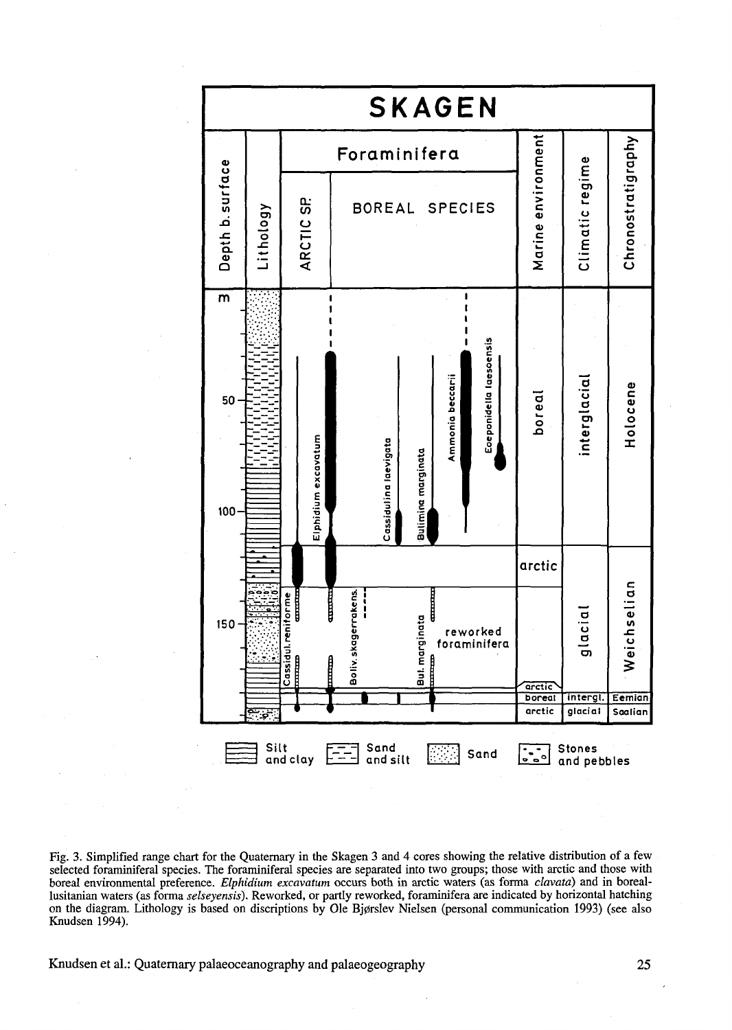Fig. 3. Simplified range chart for the Quaternary in the Skagen 3 and 4 cores showing the relative distribution of a few selected foraminiferal species. The foraminiferal species are separated into two groups; those with arctic and those with boreal environmental preference. *Elphidium excavatum* occurs both in arctic waters (as forma *clavata*) and in boreal-lusitanian waters (as forma *selseyensis*). Reworked, or partly reworked, foraminifera are indicated by horizontal hatching on the diagram. Lithology is based on discriptions by Ole Bjørslev Nielsen (personal communication 1993) (see also Knudsen 1994).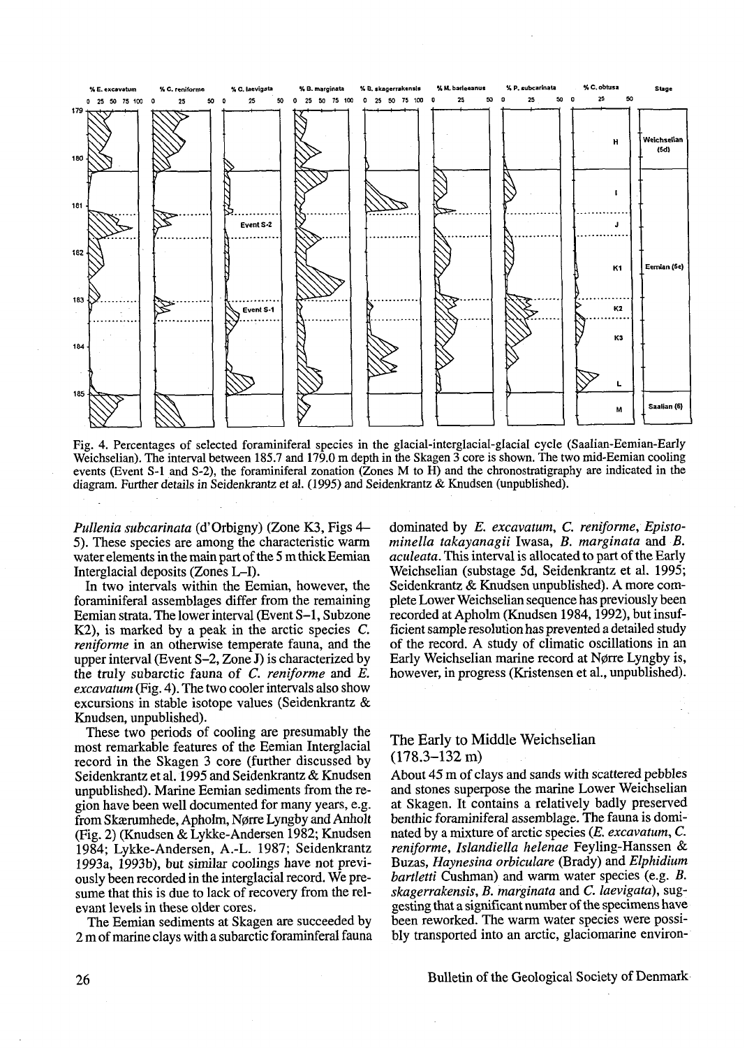Fig. 4. Percentages of selected foraminiferal species in the glacial-interglacial-glacial cycle (Saalian-Eemian-Early Weichselian). The interval between 185.7 and 179.0 m depth in the Skagen 3 core is shown. The two mid-Eemian cooling events (Event S-1 and S-2), the foraminiferal zonation (Zones M to H) and the chronostratigraphy are indicated in the diagram. Further details in Seidenkrantz et al. (1995) and Seidenkrantz & Knudsen (unpublished).

*Pullenia subcarinata* (d'Orbigny) (Zone K3, Figs 4–5). These species are among the characteristic warm water elements in the main part of the 5 m thick Eemian Interglacial deposits (Zones L–I).

In two intervals within the Eemian, however, the foraminiferal assemblages differ from the remaining Eemian strata. The lower interval (Event S–1, Subzone K2), is marked by a peak in the arctic species *C. reniforme* in an otherwise temperate fauna, and the upper interval (Event S–2, Zone J) is characterized by the truly subarctic fauna of *C. reniforme* and *E. excavatum* (Fig. 4). The two cooler intervals also show excursions in stable isotope values (Seidenkrantz & Knudsen, unpublished).

These two periods of cooling are presumably the most remarkable features of the Eemian Interglacial record in the Skagen 3 core (further discussed by Seidenkrantz et al. 1995 and Seidenkrantz & Knudsen unpublished). Marine Eemian sediments from the region have been well documented for many years, e.g. from Skærumhede, Apholm, Nørre Lyngby and Anholt (Fig. 2) (Knudsen & Lykke-Andersen 1982; Knudsen 1984; Lykke-Andersen, A.-L. 1987; Seidenkrantz 1993a, 1993b), but similar coolings have not previously been recorded in the interglacial record. We presume that this is due to lack of recovery from the relevant levels in these older cores.

The Eemian sediments at Skagen are succeeded by 2 m of marine clays with a subarctic foraminferal fauna dominated by *E. excavatum*, *C. reniforme*, *Epistominella takayanagii* Iwasa, *B. marginata* and *B. aculeata*. This interval is allocated to part of the Early Weichselian (substage 5d, Seidenkrantz et al. 1995; Seidenkrantz & Knudsen unpublished). A more complete Lower Weichselian sequence has previously been recorded at Apholm (Knudsen 1984, 1992), but insufficient sample resolution has prevented a detailed study of the record. A study of climatic oscillations in an Early Weichselian marine record at Nørre Lyngby is, however, in progress (Kristensen et al., unpublished).

## The Early to Middle Weichselian (178.3–132 m)

About 45 m of clays and sands with scattered pebbles and stones superpose the marine Lower Weichselian at Skagen. It contains a relatively badly preserved benthic foraminiferal assemblage. The fauna is dominated by a mixture of arctic species (*E. excavatum*, *C. reniforme*, *Islandiella helenae* Feyling-Hanssen & Buzas, *Haynesina orbiculare* (Brady) and *Elphidium bartletti* Cushman) and warm water species (e.g. *B. skagerrakensis*, *B. marginata* and *C. laevigata*), suggesting that a significant number of the specimens have been reworked. The warm water species were possibly transported into an arctic, glaciomarine environ-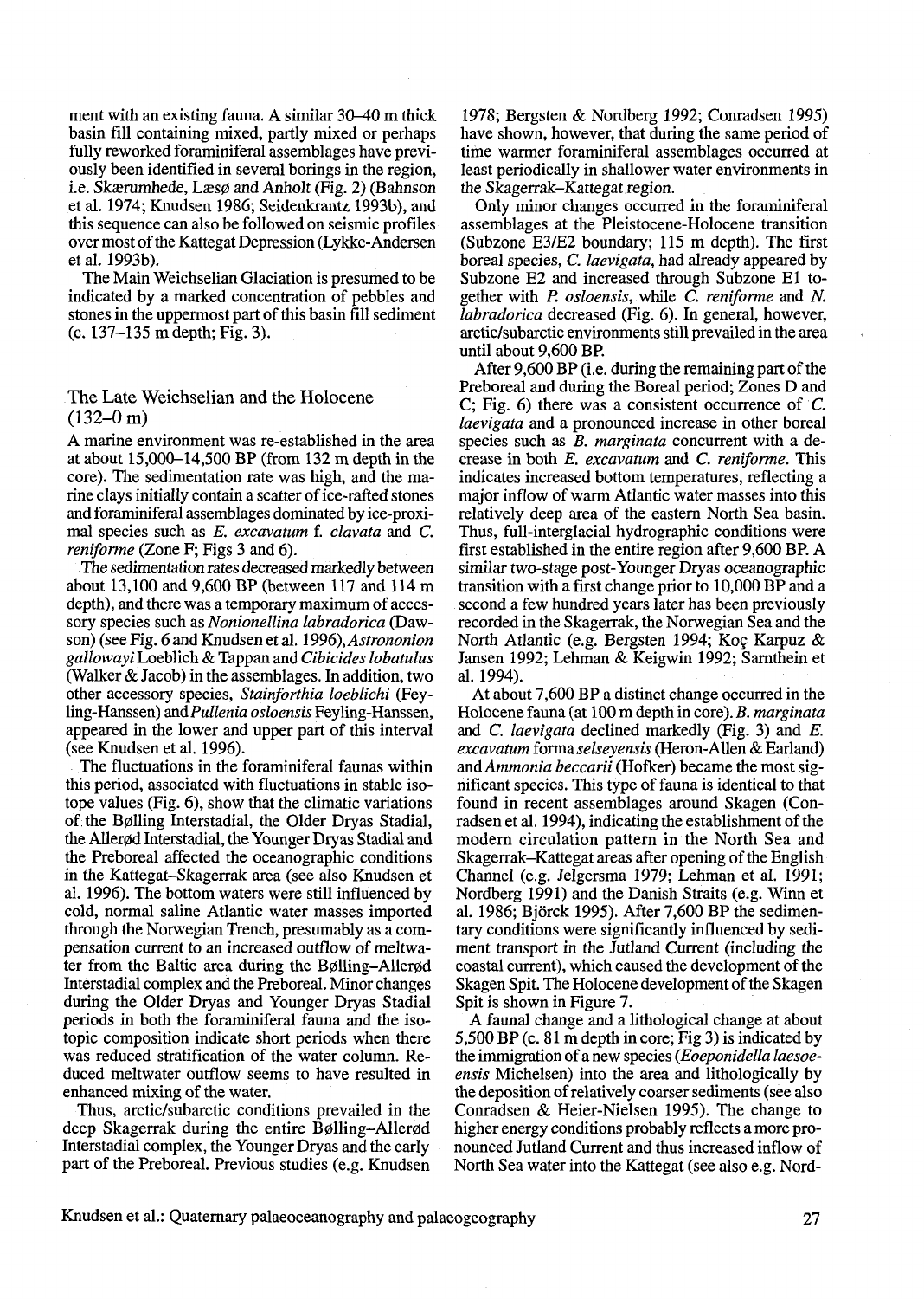ment with an existing fauna. A similar 30–40 m thick basin fill containing mixed, partly mixed or perhaps fully reworked foraminiferal assemblages have previously been identified in several borings in the region, i.e. Skærumhede, Læsø and Anholt (Fig. 2) (Bahnson et al. 1974; Knudsen 1986; Seidenkrantz 1993b), and this sequence can also be followed on seismic profiles over most of the Kattegat Depression (Lykke-Andersen et al. 1993b).

The Main Weichselian Glaciation is presumed to be indicated by a marked concentration of pebbles and stones in the uppermost part of this basin fill sediment (c. 137–135 m depth; Fig. 3).

## The Late Weichselian and the Holocene (132–0 m)

A marine environment was re-established in the area at about 15,000–14,500 BP (from 132 m depth in the core). The sedimentation rate was high, and the marine clays initially contain a scatter of ice-rafted stones and foraminiferal assemblages dominated by ice-proximal species such as *E. excavatum* f. *clavata* and *C. reniforme* (Zone F; Figs 3 and 6).

The sedimentation rates decreased markedly between about 13,100 and 9,600 BP (between 117 and 114 m depth), and there was a temporary maximum of accessory species such as *Nonionellina labradorica* (Dawson) (see Fig. 6 and Knudsen et al. 1996), *Astrononion gallowayi* Loeblich & Tappan and *Cibicides lobatulus* (Walker & Jacob) in the assemblages. In addition, two other accessory species, *Stainforthia loeblichi* (Feyling-Hanssen) and *Pullenia osloensis* Feyling-Hanssen, appeared in the lower and upper part of this interval (see Knudsen et al. 1996).

The fluctuations in the foraminiferal faunas within this period, associated with fluctuations in stable isotope values (Fig. 6), show that the climatic variations of the Bølling Interstadial, the Older Dryas Stadial, the Allerød Interstadial, the Younger Dryas Stadial and the Preboreal affected the oceanographic conditions in the Kattegat–Skagerrak area (see also Knudsen et al. 1996). The bottom waters were still influenced by cold, normal saline Atlantic water masses imported through the Norwegian Trench, presumably as a compensation current to an increased outflow of meltwater from the Baltic area during the Bølling–Allerød Interstadial complex and the Preboreal. Minor changes during the Older Dryas and Younger Dryas Stadial periods in both the foraminiferal fauna and the isotopic composition indicate short periods when there was reduced stratification of the water column. Reduced meltwater outflow seems to have resulted in enhanced mixing of the water.

Thus, arctic/subarctic conditions prevailed in the deep Skagerrak during the entire Bølling–Allerød Interstadial complex, the Younger Dryas and the early part of the Preboreal. Previous studies (e.g. Knudsen 1978; Bergsten & Nordberg 1992; Conradsen 1995) have shown, however, that during the same period of time warmer foraminiferal assemblages occurred at least periodically in shallower water environments in the Skagerrak–Kattegat region.

Only minor changes occurred in the foraminiferal assemblages at the Pleistocene-Holocene transition (Subzone E3/E2 boundary; 115 m depth). The first boreal species, *C. laevigata*, had already appeared by Subzone E2 and increased through Subzone E1 together with *P. osloensis*, while *C. reniforme* and *N. labradorica* decreased (Fig. 6). In general, however, arctic/subarctic environments still prevailed in the area until about 9,600 BP.

After 9,600 BP (i.e. during the remaining part of the Preboreal and during the Boreal period; Zones D and C; Fig. 6) there was a consistent occurrence of *C. laevigata* and a pronounced increase in other boreal species such as *B. marginata* concurrent with a decrease in both *E. excavatum* and *C. reniforme*. This indicates increased bottom temperatures, reflecting a major inflow of warm Atlantic water masses into this relatively deep area of the eastern North Sea basin. Thus, full-interglacial hydrographic conditions were first established in the entire region after 9,600 BP. A similar two-stage post-Younger Dryas oceanographic transition with a first change prior to 10,000 BP and a second a few hundred years later has been previously recorded in the Skagerrak, the Norwegian Sea and the North Atlantic (e.g. Bergsten 1994; Koç Karpuz & Jansen 1992; Lehman & Keigwin 1992; Sarnthein et al. 1994).

At about 7,600 BP a distinct change occurred in the Holocene fauna (at 100 m depth in core). *B. marginata* and *C. laevigata* declined markedly (Fig. 3) and *E. excavatum* forma *selseyensis* (Heron-Allen & Earland) and *Ammonia beccarii* (Hofker) became the most significant species. This type of fauna is identical to that found in recent assemblages around Skagen (Conradsen et al. 1994), indicating the establishment of the modern circulation pattern in the North Sea and Skagerrak–Kattegat areas after opening of the English Channel (e.g. Jelgersma 1979; Lehman et al. 1991; Nordberg 1991) and the Danish Straits (e.g. Winn et al. 1986; Björck 1995). After 7,600 BP the sedimentary conditions were significantly influenced by sediment transport in the Jutland Current (including the coastal current), which caused the development of the Skagen Spit. The Holocene development of the Skagen Spit is shown in Figure 7.

A faunal change and a lithological change at about 5,500 BP (c. 81 m depth in core; Fig 3) is indicated by the immigration of a new species (*Eoeponidella laesoeensis* Michelsen) into the area and lithologically by the deposition of relatively coarser sediments (see also Conradsen & Heier-Nielsen 1995). The change to higher energy conditions probably reflects a more pronounced Jutland Current and thus increased inflow of North Sea water into the Kattegat (see also e.g. Nord-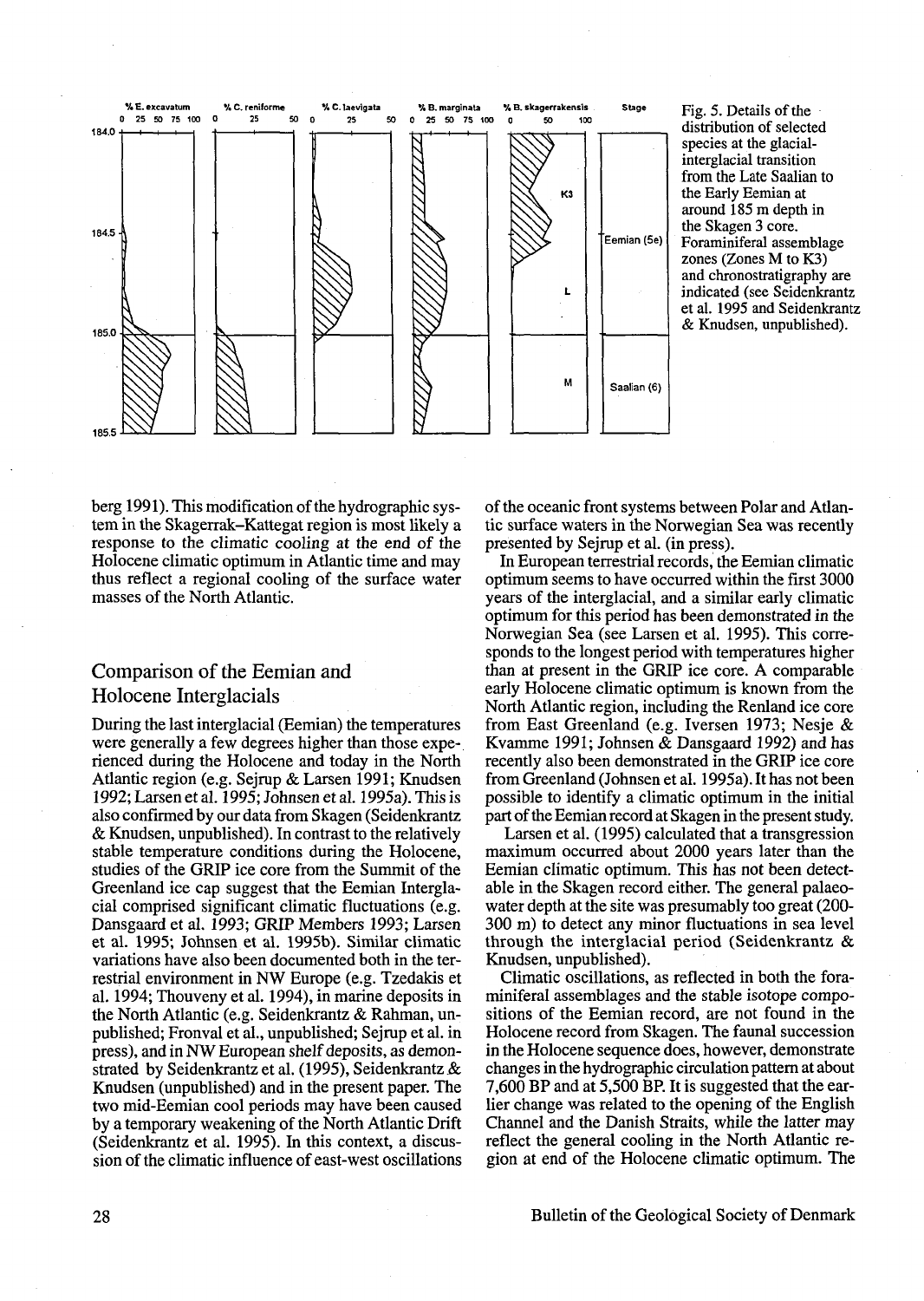Fig. 5. Details of the distribution of selected species at the glacial-interglacial transition from the Late Saalian to the Early Eemian at around 185 m depth in the Skagen 3 core. Foraminiferal assemblage zones (Zones M to K3) and chronostratigraphy are indicated (see Seidenkrantz et al. 1995 and Seidenkrantz & Knudsen, unpublished).

berg 1991). This modification of the hydrographic system in the Skagerrak–Kattegat region is most likely a response to the climatic cooling at the end of the Holocene climatic optimum in Atlantic time and may thus reflect a regional cooling of the surface water masses of the North Atlantic.

## Comparison of the Eemian and Holocene Interglacials

During the last interglacial (Eemian) the temperatures were generally a few degrees higher than those experienced during the Holocene and today in the North Atlantic region (e.g. Sejrup & Larsen 1991; Knudsen 1992; Larsen et al. 1995; Johnsen et al. 1995a). This is also confirmed by our data from Skagen (Seidenkrantz & Knudsen, unpublished). In contrast to the relatively stable temperature conditions during the Holocene, studies of the GRIP ice core from the Summit of the Greenland ice cap suggest that the Eemian Interglacial comprised significant climatic fluctuations (e.g. Dansgaard et al. 1993; GRIP Members 1993; Larsen et al. 1995; Johnsen et al. 1995b). Similar climatic variations have also been documented both in the terrestrial environment in NW Europe (e.g. Tzedakis et al. 1994; Thouveny et al. 1994), in marine deposits in the North Atlantic (e.g. Seidenkrantz & Rahman, unpublished; Fronval et al., unpublished; Sejrup et al. in press), and in NW European shelf deposits, as demonstrated by Seidenkrantz et al. (1995), Seidenkrantz & Knudsen (unpublished) and in the present paper. The two mid-Eemian cool periods may have been caused by a temporary weakening of the North Atlantic Drift (Seidenkrantz et al. 1995). In this context, a discussion of the climatic influence of east-west oscillations of the oceanic front systems between Polar and Atlantic surface waters in the Norwegian Sea was recently presented by Sejrup et al. (in press).

In European terrestrial records, the Eemian climatic optimum seems to have occurred within the first 3000 years of the interglacial, and a similar early climatic optimum for this period has been demonstrated in the Norwegian Sea (see Larsen et al. 1995). This corresponds to the longest period with temperatures higher than at present in the GRIP ice core. A comparable early Holocene climatic optimum is known from the North Atlantic region, including the Renland ice core from East Greenland (e.g. Iversen 1973; Nesje & Kvamme 1991; Johnsen & Dansgaard 1992) and has recently also been demonstrated in the GRIP ice core from Greenland (Johnsen et al. 1995a). It has not been possible to identify a climatic optimum in the initial part of the Eemian record at Skagen in the present study.

Larsen et al. (1995) calculated that a transgression maximum occurred about 2000 years later than the Eemian climatic optimum. This has not been detectable in the Skagen record either. The general palaeowater depth at the site was presumably too great (200-300 m) to detect any minor fluctuations in sea level through the interglacial period (Seidenkrantz & Knudsen, unpublished).

Climatic oscillations, as reflected in both the foraminiferal assemblages and the stable isotope compositions of the Eemian record, are not found in the Holocene record from Skagen. The faunal succession in the Holocene sequence does, however, demonstrate changes in the hydrographic circulation pattern at about 7,600 BP and at 5,500 BP. It is suggested that the earlier change was related to the opening of the English Channel and the Danish Straits, while the latter may reflect the general cooling in the North Atlantic region at end of the Holocene climatic optimum. The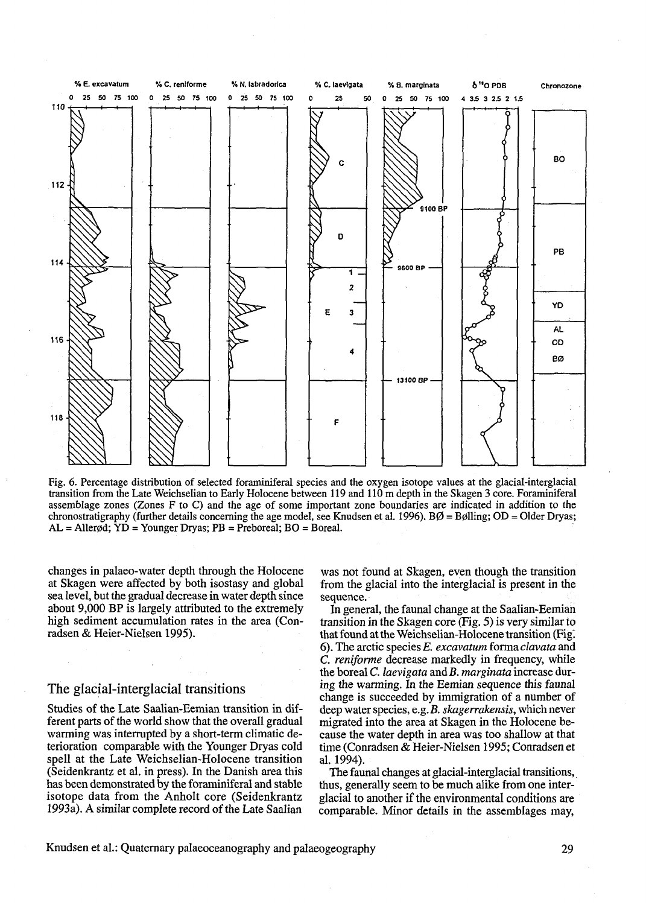Fig. 6. Percentage distribution of selected foraminiferal species and the oxygen isotope values at the glacial-interglacial transition from the Late Weichselian to Early Holocene between 119 and 110 m depth in the Skagen 3 core. Foraminiferal assemblage zones (Zones F to C) and the age of some important zone boundaries are indicated in addition to the chronostratigraphy (further details concerning the age model, see Knudsen et al. 1996). BØ = Bølling; OD = Older Dryas; AL = Allerød; YD = Younger Dryas; PB = Preboreal; BO = Boreal.

changes in palaeo-water depth through the Holocene at Skagen were affected by both isostasy and global sea level, but the gradual decrease in water depth since about 9,000 BP is largely attributed to the extremely high sediment accumulation rates in the area (Conradsen & Heier-Nielsen 1995).

## The glacial-interglacial transitions

Studies of the Late Saalian-Eemian transition in different parts of the world show that the overall gradual warming was interrupted by a short-term climatic deterioration comparable with the Younger Dryas cold spell at the Late Weichselian-Holocene transition (Seidenkrantz et al. in press). In the Danish area this has been demonstrated by the foraminiferal and stable isotope data from the Anholt core (Seidenkrantz 1993a). A similar complete record of the Late Saalian was not found at Skagen, even though the transition from the glacial into the interglacial is present in the sequence.

In general, the faunal change at the Saalian-Eemian transition in the Skagen core (Fig. 5) is very similar to that found at the Weichselian-Holocene transition (Fig. 6). The arctic species *E. excavatum* forma *clavata* and *C. reniforme* decrease markedly in frequency, while the boreal *C. laevigata* and *B. marginata* increase during the warming. In the Eemian sequence this faunal change is succeeded by immigration of a number of deep water species, e.g. *B. skagerrakensis*, which never migrated into the area at Skagen in the Holocene because the water depth in area was too shallow at that time (Conradsen & Heier-Nielsen 1995; Conradsen et al. 1994).

The faunal changes at glacial-interglacial transitions, thus, generally seem to be much alike from one interglacial to another if the environmental conditions are comparable. Minor details in the assemblages may,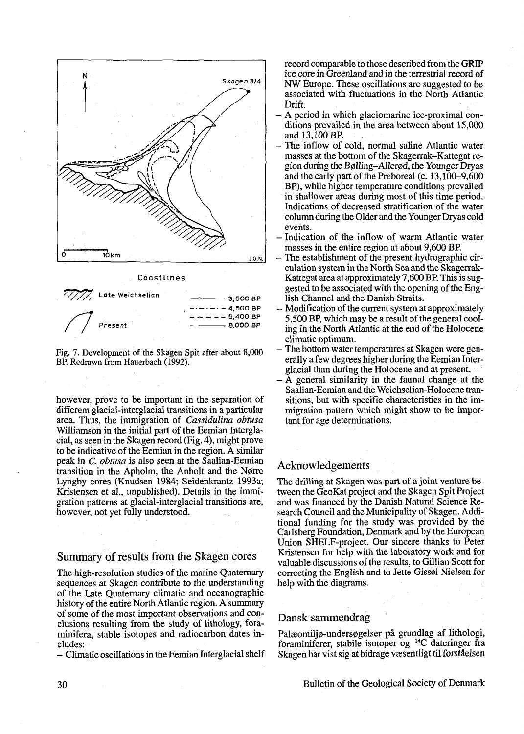Fig. 7. Development of the Skagen Spit after about 8,000 BP. Redrawn from Hauerbach (1992).

however, prove to be important in the separation of different glacial-interglacial transitions in a particular area. Thus, the immigration of *Cassidulina obtusa* Williamson in the initial part of the Eemian Interglacial, as seen in the Skagen record (Fig. 4), might prove to be indicative of the Eemian in the region. A similar peak in *C. obtusa* is also seen at the Saalian-Eemian transition in the Apholm, the Anholt and the Nørre Lyngby cores (Knudsen 1984; Seidenkrantz 1993a; Kristensen et al., unpublished). Details in the immigration patterns at glacial-interglacial transitions are, however, not yet fully understood.

## Summary of results from the Skagen cores

The high-resolution studies of the marine Quaternary sequences at Skagen contribute to the understanding of the Late Quaternary climatic and oceanographic history of the entire North Atlantic region. A summary of some of the most important observations and conclusions resulting from the study of lithology, foraminifera, stable isotopes and radiocarbon dates includes:

- Climatic oscillations in the Eemian Interglacial shelf record comparable to those described from the GRIP ice core in Greenland and in the terrestrial record of NW Europe. These oscillations are suggested to be associated with fluctuations in the North Atlantic Drift.
- A period in which glaciomarine ice-proximal conditions prevailed in the area between about 15,000 and 13,100 BP.
- The inflow of cold, normal saline Atlantic water masses at the bottom of the Skagerrak–Kattegat region during the Bølling–Allerød, the Younger Dryas and the early part of the Preboreal (c. 13,100–9,600 BP), while higher temperature conditions prevailed in shallower areas during most of this time period. Indications of decreased stratification of the water column during the Older and the Younger Dryas cold events.
- Indication of the inflow of warm Atlantic water masses in the entire region at about 9,600 BP.
- The establishment of the present hydrographic circulation system in the North Sea and the Skagerrak-Kattegat area at approximately 7,600 BP. This is suggested to be associated with the opening of the English Channel and the Danish Straits.
- Modification of the current system at approximately 5,500 BP, which may be a result of the general cooling in the North Atlantic at the end of the Holocene climatic optimum.
- The bottom water temperatures at Skagen were generally a few degrees higher during the Eemian Interglacial than during the Holocene and at present.
- A general similarity in the faunal change at the Saalian-Eemian and the Weichselian-Holocene transitions, but with specific characteristics in the immigration pattern which might show to be important for age determinations.

## Acknowledgements

The drilling at Skagen was part of a joint venture between the GeoKat project and the Skagen Spit Project and was financed by the Danish Natural Science Research Council and the Municipality of Skagen. Additional funding for the study was provided by the Carlsberg Foundation, Denmark and by the European Union SHELF-project. Our sincere thanks to Peter Kristensen for help with the laboratory work and for valuable discussions of the results, to Gillian Scott for correcting the English and to Jette Gissel Nielsen for help with the diagrams.

## Dansk sammendrag

Palæomiljø-undersøgelser på grundlag af lithologi, foraminiferer, stabile isotoper og $^{14}C$ dateringer fra Skagen har vist sig at bidrage væsentligt til forståelsen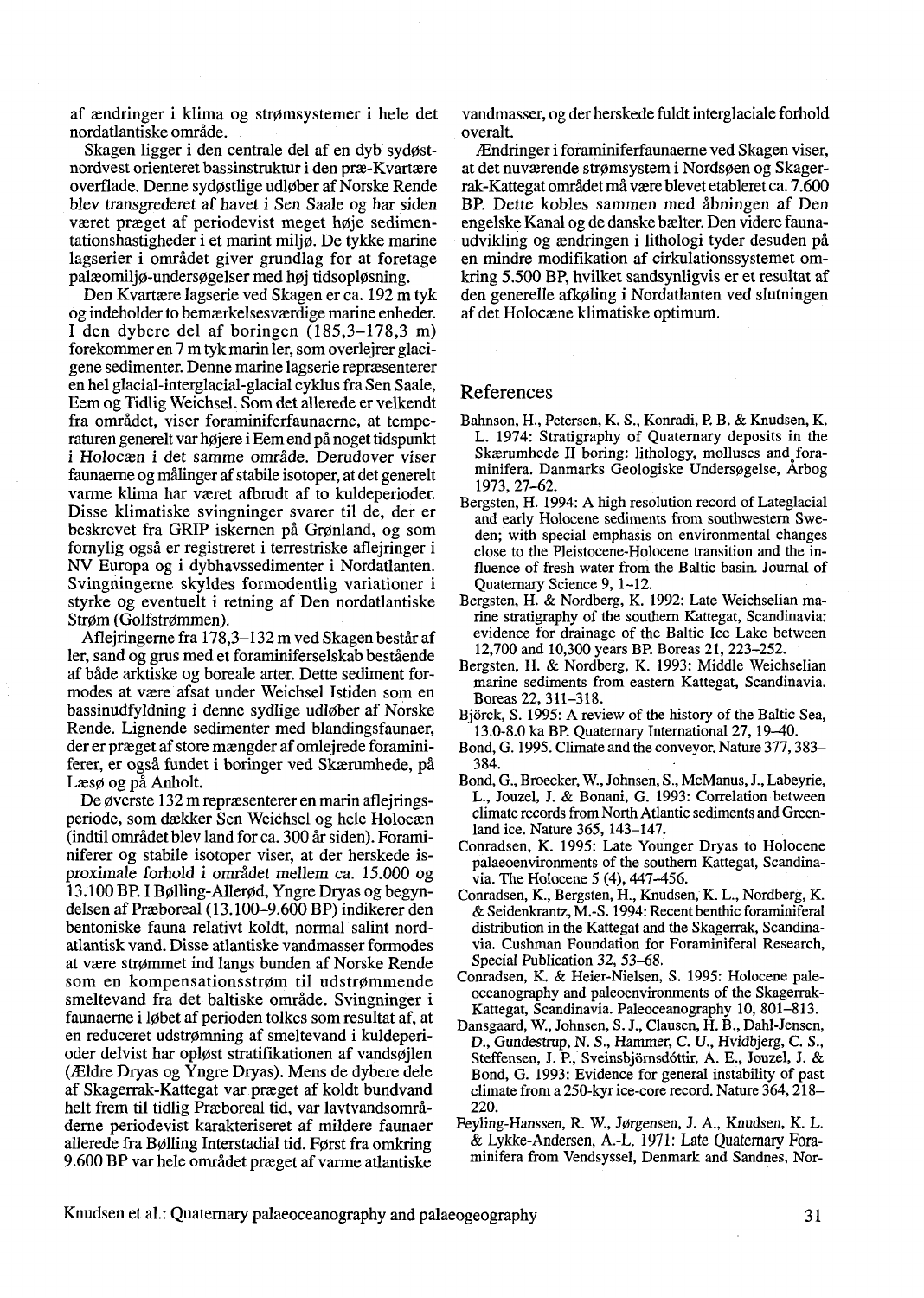af ændringer i klima og strømsystemer i hele det nordatlantiske område.

Skagen ligger i den centrale del af en dyb sydøst-nordvest orienteret bassinstruktur i den præ-Kvartære overflade. Denne sydøstlige udløber af Norske Rende blev transgrederet af havet i Sen Saale og har siden været præget af periodevist meget høje sedimentationshastigheder i et marint miljø. De tykke marine lagserier i området giver grundlag for at foretage palæomiljø-undersøgelser med høj tidsopløsning.

Den Kvartære lagserie ved Skagen er ca. 192 m tyk og indeholder to bemærkelsesværdige marine enheder. I den dybere del af boringen (185,3–178,3 m) forekommer en 7 m tyk marin ler, som overlejrer glacigene sedimenter. Denne marine lagserie repræsenterer en hel glacial-interglacial-glacial cyklus fra Sen Saale, Eem og Tidlig Weichsel. Som det allerede er velkendt fra området, viser foraminiferfaunaerne, at temperaturen generelt var højere i Eem end på noget tidspunkt i Holocæn i det samme område. Derudover viser faunaerne og målinger af stabile isotoper, at det generelt varme klima har været afbrudt af to kuldeperioder. Disse klimatiske svingninger svarer til de, der er beskrevet fra GRIP iskernen på Grønland, og som fornylig også er registreret i terrestriske aflejringer i NV Europa og i dybhavssedimenter i Nordatlanten. Svingningerne skyldes formodentlig variationer i styrke og eventuelt i retning af Den nordatlantiske Strøm (Golfstrømmen).

Aflejringerne fra 178,3–132 m ved Skagen består af ler, sand og grus med et foraminiferselskab bestående af både arktiske og boreale arter. Dette sediment formodes at være afsat under Weichsel Istiden som en bassinudfyldning i denne sydlige udløber af Norske Rende. Lignende sedimenter med blandingsfaunaer, der er præget af store mængder af omlejrede foraminiferer, er også fundet i boringer ved Skærumhede, på Læsø og på Anholt.

De øverste 132 m repræsenterer en marin aflejringsperiode, som dækker Sen Weichsel og hele Holocæn (indtil området blev land for ca. 300 år siden). Foraminiferer og stabile isotoper viser, at der herskede isproximale forhold i området mellem ca. 15.000 og 13.100 BP. I Bølling-Allerød, Yngre Dryas og begyndelsen af Præboreal (13.100–9.600 BP) indikerer den bentoniske fauna relativt koldt, normal salint nordatlantisk vand. Disse atlantiske vandmasser formodes at være strømmet ind langs bunden af Norske Rende som en kompensationsstrøm til udstrømmende smeltevand fra det baltiske område. Svingninger i faunaerne i løbet af perioden tolkes som resultat af, at en reduceret udstrømning af smeltevand i kuldeperioder delvist har opløst stratifikationen af vandsøjlen (Ældre Dryas og Yngre Dryas). Mens de dybere dele af Skagerrak-Kattegat var præget af koldt bundvand helt frem til tidlig Præboreal tid, var lavtvandsområderne periodevist karakteriseret af mildere faunaer allerede fra Bølling Interstadial tid. Først fra omkring 9.600 BP var hele området præget af varme atlantiske vandmasser, og der herskede fuldt interglaciale forhold overalt.

Ændringer i foraminiferfaunaerne ved Skagen viser, at det nuværende strømsystem i Nordsøen og Skagerrak-Kattegat området må være blevet etableret ca. 7.600 BP. Dette kobles sammen med åbningen af Den engelske Kanal og de danske bælter. Den videre faunaudvikling og ændringen i lithologi tyder desuden på en mindre modifikation af cirkulationssystemet omkring 5.500 BP, hvilket sandsynligvis er et resultat af den generelle afkøling i Nordatlanten ved slutningen af det Holocæne klimatiske optimum.

## References

Bahnson, H., Petersen, K. S., Konradi, P. B. & Knudsen, K. L. 1974: Stratigraphy of Quaternary deposits in the Skærumhede II boring: lithology, molluscs and foraminifera. Danmarks Geologiske Undersøgelse, Årbog 1973, 27–62.

Bergsten, H. 1994: A high resolution record of Lateglacial and early Holocene sediments from southwestern Sweden; with special emphasis on environmental changes close to the Pleistocene-Holocene transition and the influence of fresh water from the Baltic basin. Journal of Quaternary Science 9, 1–12.

Bergsten, H. & Nordberg, K. 1992: Late Weichselian marine stratigraphy of the southern Kattegat, Scandinavia: evidence for drainage of the Baltic Ice Lake between 12,700 and 10,300 years BP. Boreas 21, 223–252.

Bergsten, H. & Nordberg, K. 1993: Middle Weichselian marine sediments from eastern Kattegat, Scandinavia. Boreas 22, 311–318.

Björck, S. 1995: A review of the history of the Baltic Sea, 13.0-8.0 ka BP. Quaternary International 27, 19–40.

Bond, G. 1995. Climate and the conveyor. Nature 377, 383–384.

Bond, G., Broecker, W., Johnsen, S., McManus, J., Labeyrie, L., Jouzel, J. & Bonani, G. 1993: Correlation between climate records from North Atlantic sediments and Greenland ice. Nature 365, 143–147.

Conradsen, K. 1995: Late Younger Dryas to Holocene palaeoenvironments of the southern Kattegat, Scandinavia. The Holocene 5 (4), 447–456.

Conradsen, K., Bergsten, H., Knudsen, K. L., Nordberg, K. & Seidenkrantz, M.-S. 1994: Recent benthic foraminiferal distribution in the Kattegat and the Skagerrak, Scandinavia. Cushman Foundation for Foraminiferal Research, Special Publication 32, 53–68.

Conradsen, K. & Heier-Nielsen, S. 1995: Holocene paleoceanography and paleoenvironments of the Skagerrak-Kattegat, Scandinavia. Paleoceanography 10, 801–813.

Dansgaard, W., Johnsen, S. J., Clausen, H. B., Dahl-Jensen, D., Gundestrup, N. S., Hammer, C. U., Hvidbjerg, C. S., Steffensen, J. P., Sveinsbjörnsdóttir, A. E., Jouzel, J. & Bond, G. 1993: Evidence for general instability of past climate from a 250-kyr ice-core record. Nature 364, 218–220.

Feyling-Hanssen, R. W., Jørgensen, J. A., Knudsen, K. L. & Lykke-Andersen, A.-L. 1971: Late Quaternary Foraminifera from Vendsyssel, Denmark and Sandnes, Nor-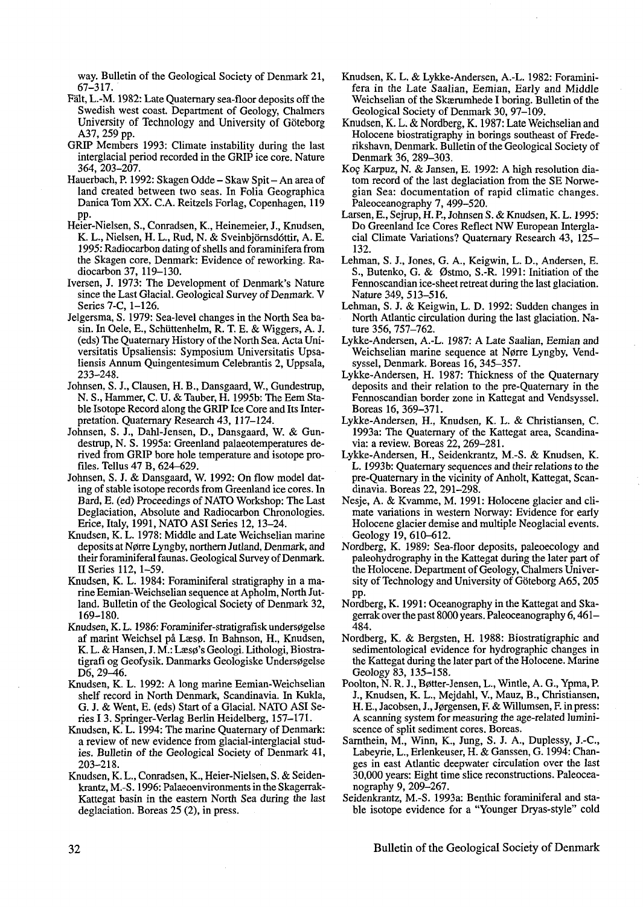way. Bulletin of the Geological Society of Denmark 21, 67–317.

Fält, L.-M. 1982: Late Quaternary sea-floor deposits off the Swedish west coast. Department of Geology, Chalmers University of Technology and University of Göteborg A37, 259 pp.

GRIP Members 1993: Climate instability during the last interglacial period recorded in the GRIP ice core. Nature 364, 203–207.

Hauerbach, P. 1992: Skagen Odde – Skaw Spit – An area of land created between two seas. In Folia Geographica Danica Tom XX. C.A. Reitzels Forlag, Copenhagen, 119 pp.

Heier-Nielsen, S., Conradsen, K., Heinemeier, J., Knudsen, K. L., Nielsen, H. L., Rud, N. & Sveinbjörnsdóttir, A. E. 1995: Radiocarbon dating of shells and foraminifera from the Skagen core, Denmark: Evidence of reworking. Radiocarbon 37, 119–130.

Iversen, J. 1973: The Development of Denmark's Nature since the Last Glacial. Geological Survey of Denmark. V Series 7-C, 1–126.

Jelgersma, S. 1979: Sea-level changes in the North Sea basin. In Oele, E., Schüttenhelm, R. T. E. & Wiggers, A. J. (eds) The Quaternary History of the North Sea. Acta Universitatis Upsaliensis: Symposium Universitatis Upsaliensis Annum Quingentesimum Celebrantis 2, Uppsala, 233–248.

Johnsen, S. J., Clausen, H. B., Dansgaard, W., Gundestrup, N. S., Hammer, C. U. & Tauber, H. 1995b: The Eem Stable Isotope Record along the GRIP Ice Core and Its Interpretation. Quaternary Research 43, 117–124.

Johnsen, S. J., Dahl-Jensen, D., Dansgaard, W. & Gundestrup, N. S. 1995a: Greenland palaeotemperatures derived from GRIP bore hole temperature and isotope profiles. Tellus 47 B, 624–629.

Johnsen, S. J. & Dansgaard, W. 1992: On flow model dating of stable isotope records from Greenland ice cores. In Bard, E. (ed) Proceedings of NATO Workshop: The Last Deglaciation, Absolute and Radiocarbon Chronologies. Erice, Italy, 1991, NATO ASI Series 12, 13–24.

Knudsen, K. L. 1978: Middle and Late Weichselian marine deposits at Nørre Lyngby, northern Jutland, Denmark, and their foraminiferal faunas. Geological Survey of Denmark. II Series 112, 1–59.

Knudsen, K. L. 1984: Foraminiferal stratigraphy in a marine Eemian-Weichselian sequence at Apholm, North Jutland. Bulletin of the Geological Society of Denmark 32, 169–180.

Knudsen, K. L. 1986: Foraminifer-stratigrafisk undersøgelse af marint Weichsel på Læsø. In Bahnson, H., Knudsen, K. L. & Hansen, J. M.: Læsø's Geologi. Lithologi, Biostratigrafi og Geofysik. Danmarks Geologiske Undersøgelse D6, 29–46.

Knudsen, K. L. 1992: A long marine Eemian-Weichselian shelf record in North Denmark, Scandinavia. In Kukla, G. J. & Went, E. (eds) Start of a Glacial. NATO ASI Series I 3. Springer-Verlag Berlin Heidelberg, 157–171.

Knudsen, K. L. 1994: The marine Quaternary of Denmark: a review of new evidence from glacial-interglacial studies. Bulletin of the Geological Society of Denmark 41, 203–218.

Knudsen, K. L., Conradsen, K., Heier-Nielsen, S. & Seidenkrantz, M.-S. 1996: Palaeoenvironments in the Skagerrak-Kattegat basin in the eastern North Sea during the last deglaciation. Boreas 25 (2), in press.

Knudsen, K. L. & Lykke-Andersen, A.-L. 1982: Foraminifera in the Late Saalian, Eemian, Early and Middle Weichselian of the Skærumhede I boring. Bulletin of the Geological Society of Denmark 30, 97–109.

Knudsen, K. L. & Nordberg, K. 1987: Late Weichselian and Holocene biostratigraphy in borings southeast of Frederikshavn, Denmark. Bulletin of the Geological Society of Denmark 36, 289–303.

Koç Karpuz, N. & Jansen, E. 1992: A high resolution diatom record of the last deglaciation from the SE Norwegian Sea: documentation of rapid climatic changes. Paleoceanography 7, 499–520.

Larsen, E., Sejrup, H. P., Johnsen S. & Knudsen, K. L. 1995: Do Greenland Ice Cores Reflect NW European Interglacial Climate Variations? Quaternary Research 43, 125–132.

Lehman, S. J., Jones, G. A., Keigwin, L. D., Andersen, E. S., Butenko, G. & Østmo, S.-R. 1991: Initiation of the Fennoscandian ice-sheet retreat during the last glaciation. Nature 349, 513–516.

Lehman, S. J. & Keigwin, L. D. 1992: Sudden changes in North Atlantic circulation during the last glaciation. Nature 356, 757–762.

Lykke-Andersen, A.-L. 1987: A Late Saalian, Eemian and Weichselian marine sequence at Nørre Lyngby, Vendsyssel, Denmark. Boreas 16, 345–357.

Lykke-Andersen, H. 1987: Thickness of the Quaternary deposits and their relation to the pre-Quaternary in the Fennoscandian border zone in Kattegat and Vendsyssel. Boreas 16, 369–371.

Lykke-Andersen, H., Knudsen, K. L. & Christiansen, C. 1993a: The Quaternary of the Kattegat area, Scandinavia: a review. Boreas 22, 269–281.

Lykke-Andersen, H., Seidenkrantz, M.-S. & Knudsen, K. L. 1993b: Quaternary sequences and their relations to the pre-Quaternary in the vicinity of Anholt, Kattegat, Scandinavia. Boreas 22, 291–298.

Nesje, A. & Kvamme, M. 1991: Holocene glacier and climate variations in western Norway: Evidence for early Holocene glacier demise and multiple Neoglacial events. Geology 19, 610–612.

Nordberg, K. 1989: Sea-floor deposits, paleoecology and paleohydrography in the Kattegat during the later part of the Holocene. Department of Geology, Chalmers University of Technology and University of Göteborg A65, 205 pp.

Nordberg, K. 1991: Oceanography in the Kattegat and Skagerrak over the past 8000 years. Paleoceanography 6, 461–484.

Nordberg, K. & Bergsten, H. 1988: Biostratigraphic and sedimentological evidence for hydrographic changes in the Kattegat during the later part of the Holocene. Marine Geology 83, 135–158.

Poolton, N. R. J., Bøtter-Jensen, L., Wintle, A. G., Ypma, P. J., Knudsen, K. L., Mejdahl, V., Mauz, B., Christiansen, H. E., Jacobsen, J., Jørgensen, F. & Willumsen, F. in press: A scanning system for measuring the age-related luminiscence of split sediment cores. Boreas.

Sarnthein, M., Winn, K., Jung, S. J. A., Duplessy, J.-C., Labeyrie, L., Erlenkeuser, H. & Ganssen, G. 1994: Changes in east Atlantic deepwater circulation over the last 30,000 years: Eight time slice reconstructions. Paleoceanography 9, 209–267.

Seidenkrantz, M.-S. 1993a: Benthic foraminiferal and stable isotope evidence for a "Younger Dryas-style" cold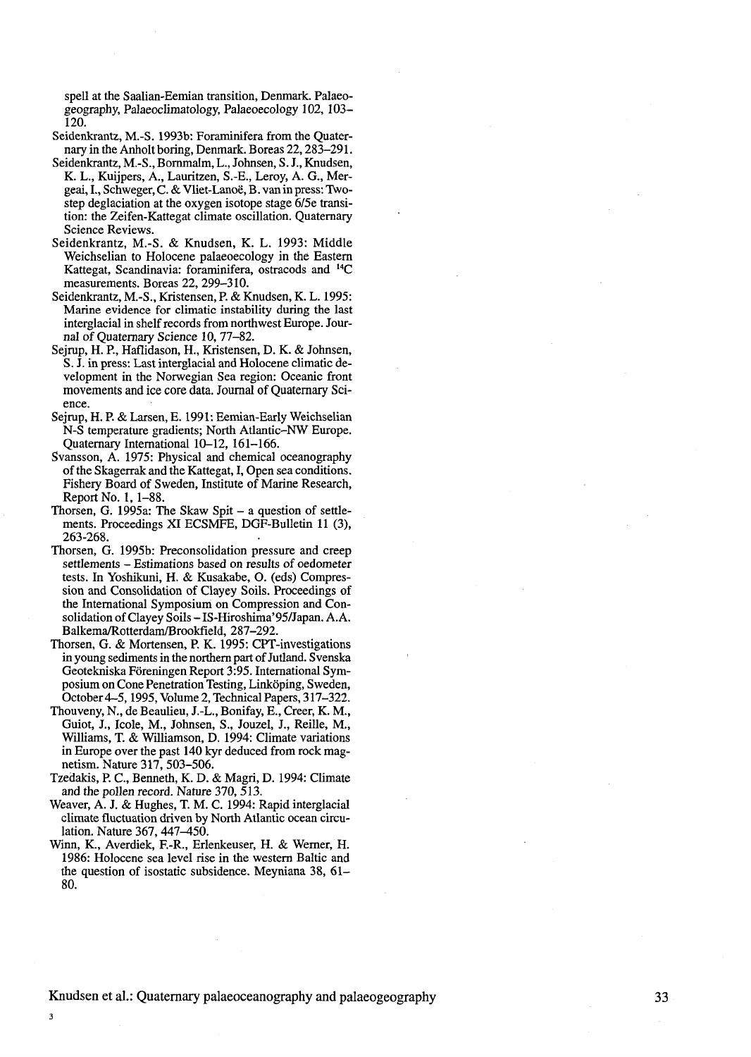spell at the Saalian-Eemian transition, Denmark. Palaeogeography, Palaeoclimatology, Palaeoecology 102, 103–120.

Seidenkrantz, M.-S. 1993b: Foraminifera from the Quaternary in the Anholt boring, Denmark. Boreas 22, 283–291.

Seidenkrantz, M.-S., Bornmalm, L., Johnsen, S. J., Knudsen, K. L., Kuijpers, A., Lauritzen, S.-E., Leroy, A. G., Mergeai, I., Schweger, C. & Vliet-Lanoë, B. van in press: Two-step deglaciation at the oxygen isotope stage 6/5e transition: the Zeifen-Kattegat climate oscillation. Quaternary Science Reviews.

Seidenkrantz, M.-S. & Knudsen, K. L. 1993: Middle Weichselian to Holocene palaeoecology in the Eastern Kattegat, Scandinavia: foraminifera, ostracods and $^{14}C$ measurements. Boreas 22, 299–310.

Seidenkrantz, M.-S., Kristensen, P. & Knudsen, K. L. 1995: Marine evidence for climatic instability during the last interglacial in shelf records from northwest Europe. Journal of Quaternary Science 10, 77–82.

Sejrup, H. P., Haflidason, H., Kristensen, D. K. & Johnsen, S. J. in press: Last interglacial and Holocene climatic development in the Norwegian Sea region: Oceanic front movements and ice core data. Journal of Quaternary Science.

Sejrup, H. P. & Larsen, E. 1991: Eemian-Early Weichselian N-S temperature gradients; North Atlantic–NW Europe. Quaternary International 10–12, 161–166.

Svansson, A. 1975: Physical and chemical oceanography of the Skagerrak and the Kattegat, I, Open sea conditions. Fishery Board of Sweden, Institute of Marine Research, Report No. 1, 1–88.

Thorsen, G. 1995a: The Skaw Spit – a question of settlements. Proceedings XI ECSMFE, DGF-Bulletin 11 (3), 263-268.

Thorsen, G. 1995b: Preconsolidation pressure and creep settlements – Estimations based on results of oedometer tests. In Yoshikuni, H. & Kusakabe, O. (eds) Compression and Consolidation of Clayey Soils. Proceedings of the International Symposium on Compression and Consolidation of Clayey Soils – IS-Hiroshima'95/Japan. A.A. Balkema/Rotterdam/Brookfield, 287–292.

Thorsen, G. & Mortensen, P. K. 1995: CPT-investigations in young sediments in the northern part of Jutland. Svenska Geotekniska Föreningen Report 3:95. International Symposium on Cone Penetration Testing, Linköping, Sweden, October 4–5, 1995, Volume 2, Technical Papers, 317–322.

Thouveny, N., de Beaulieu, J.-L., Bonifay, E., Creer, K. M., Guiot, J., Icole, M., Johnsen, S., Jouzel, J., Reille, M., Williams, T. & Williamson, D. 1994: Climate variations in Europe over the past 140 kyr deduced from rock magnetism. Nature 317, 503–506.

Tzedakis, P. C., Benneth, K. D. & Magri, D. 1994: Climate and the pollen record. Nature 370, 513.

Weaver, A. J. & Hughes, T. M. C. 1994: Rapid interglacial climate fluctuation driven by North Atlantic ocean circulation. Nature 367, 447–450.

Winn, K., Averdiek, F.-R., Erlenkeuser, H. & Werner, H. 1986: Holocene sea level rise in the western Baltic and the question of isostatic subsidence. Meyniana 38, 61–80.